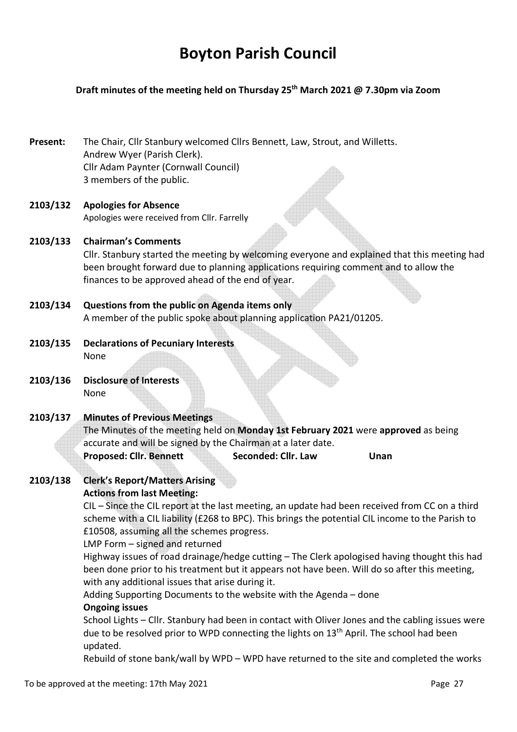# Boyton Parish Council

**Draft minutes of the meeting held on Thursday 25th March 2021 @ 7.30pm via Zoom**

**Present:** The Chair, Cllr Stanbury welcomed Cllrs Bennett, Law, Strout, and Willetts.
Andrew Wyer (Parish Clerk).
Cllr Adam Paynter (Cornwall Council)
3 members of the public.

**2103/132 Apologies for Absence**

Apologies were received from Cllr. Farrelly

**2103/133 Chairman's Comments**

Cllr. Stanbury started the meeting by welcoming everyone and explained that this meeting had been brought forward due to planning applications requiring comment and to allow the finances to be approved ahead of the end of year.

**2103/134 Questions from the public on Agenda items only**

A member of the public spoke about planning application PA21/01205.

**2103/135 Declarations of Pecuniary Interests**

None

**2103/136 Disclosure of Interests**

None

**2103/137 Minutes of Previous Meetings**

The Minutes of the meeting held on **Monday 1st February 2021** were **approved** as being accurate and will be signed by the Chairman at a later date.

**Proposed: Cllr. Bennett** **Seconded: Cllr. Law** **Unan**

**2103/138 Clerk's Report/Matters Arising**

**Actions from last Meeting:**

CIL – Since the CIL report at the last meeting, an update had been received from CC on a third scheme with a CIL liability (£268 to BPC). This brings the potential CIL income to the Parish to £10508, assuming all the schemes progress.

LMP Form – signed and returned

Highway issues of road drainage/hedge cutting – The Clerk apologised having thought this had been done prior to his treatment but it appears not have been. Will do so after this meeting, with any additional issues that arise during it.

Adding Supporting Documents to the website with the Agenda – done

**Ongoing issues**

School Lights – Cllr. Stanbury had been in contact with Oliver Jones and the cabling issues were due to be resolved prior to WPD connecting the lights on 13th April. The school had been updated.

Rebuild of stone bank/wall by WPD – WPD have returned to the site and completed the works

To be approved at the meeting: 17th May 2021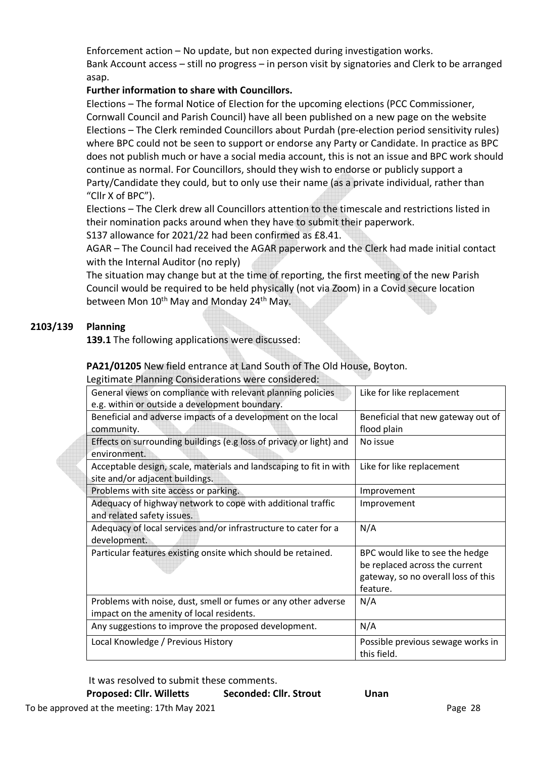Enforcement action – No update, but non expected during investigation works.
Bank Account access – still no progress – in person visit by signatories and Clerk to be arranged asap.

**Further information to share with Councillors.**

Elections – The formal Notice of Election for the upcoming elections (PCC Commissioner, Cornwall Council and Parish Council) have all been published on a new page on the website

Elections – The Clerk reminded Councillors about Purdah (pre-election period sensitivity rules) where BPC could not be seen to support or endorse any Party or Candidate. In practice as BPC does not publish much or have a social media account, this is not an issue and BPC work should continue as normal. For Councillors, should they wish to endorse or publicly support a Party/Candidate they could, but to only use their name (as a private individual, rather than "Cllr X of BPC").

Elections – The Clerk drew all Councillors attention to the timescale and restrictions listed in their nomination packs around when they have to submit their paperwork.

S137 allowance for 2021/22 had been confirmed as £8.41.

AGAR – The Council had received the AGAR paperwork and the Clerk had made initial contact with the Internal Auditor (no reply)

The situation may change but at the time of reporting, the first meeting of the new Parish Council would be required to be held physically (not via Zoom) in a Covid secure location between Mon 10th May and Monday 24th May.

## 2103/139 Planning

**139.1** The following applications were discussed:

**PA21/01205** New field entrance at Land South of The Old House, Boyton.

Legitimate Planning Considerations were considered:

| Consideration | Comment |
|---|---|
| General views on compliance with relevant planning policies e.g. within or outside a development boundary. | Like for like replacement |
| Beneficial and adverse impacts of a development on the local community. | Beneficial that new gateway out of flood plain |
| Effects on surrounding buildings (e.g loss of privacy or light) and environment. | No issue |
| Acceptable design, scale, materials and landscaping to fit in with site and/or adjacent buildings. | Like for like replacement |
| Problems with site access or parking. | Improvement |
| Adequacy of highway network to cope with additional traffic and related safety issues. | Improvement |
| Adequacy of local services and/or infrastructure to cater for a development. | N/A |
| Particular features existing onsite which should be retained. | BPC would like to see the hedge be replaced across the current gateway, so no overall loss of this feature. |
| Problems with noise, dust, smell or fumes or any other adverse impact on the amenity of local residents. | N/A |
| Any suggestions to improve the proposed development. | N/A |
| Local Knowledge / Previous History | Possible previous sewage works in this field. |

It was resolved to submit these comments.

**Proposed: Cllr. Willetts** **Seconded: Cllr. Strout** **Unan**

To be approved at the meeting: 17th May 2021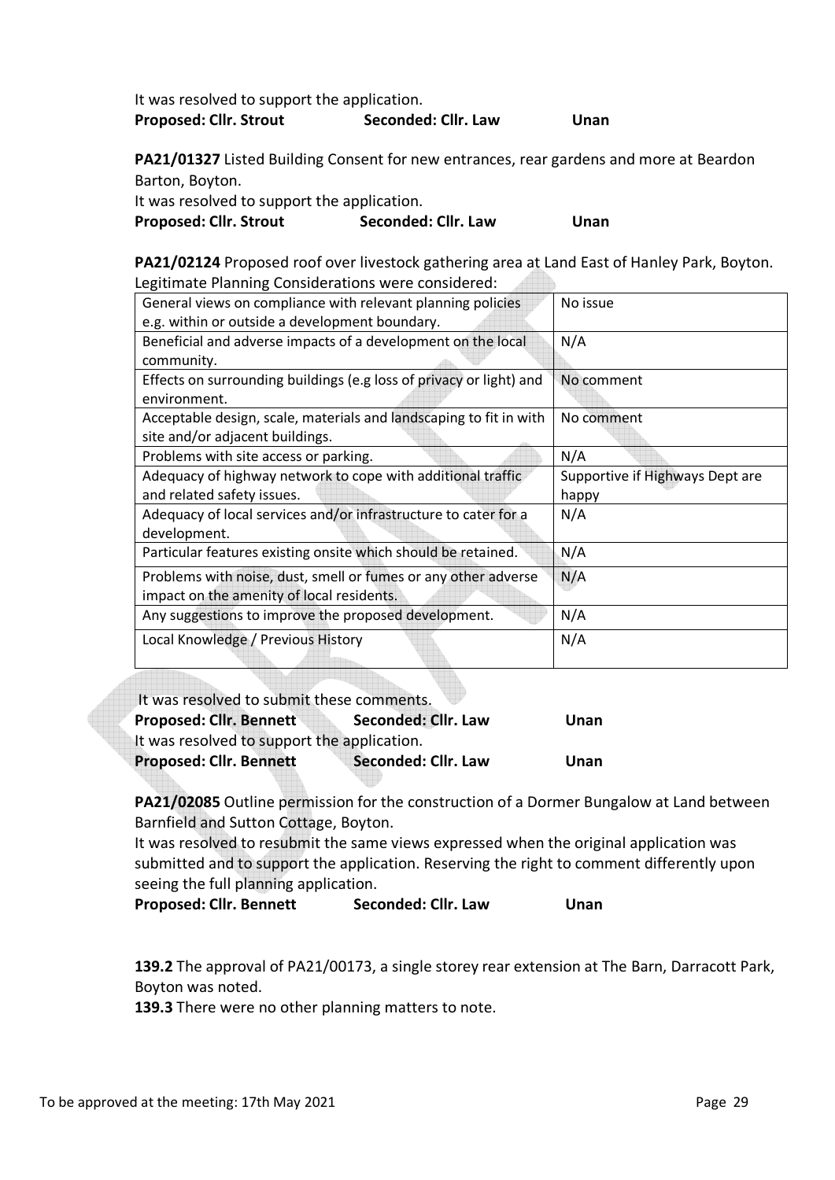It was resolved to support the application.

**Proposed: Cllr. Strout** **Seconded: Cllr. Law** **Unan**

**PA21/01327** Listed Building Consent for new entrances, rear gardens and more at Beardon Barton, Boyton.

It was resolved to support the application.

**Proposed: Cllr. Strout** **Seconded: Cllr. Law** **Unan**

**PA21/02124** Proposed roof over livestock gathering area at Land East of Hanley Park, Boyton.

Legitimate Planning Considerations were considered:

| | |
|---|---|
| General views on compliance with relevant planning policies e.g. within or outside a development boundary. | No issue |
| Beneficial and adverse impacts of a development on the local community. | N/A |
| Effects on surrounding buildings (e.g loss of privacy or light) and environment. | No comment |
| Acceptable design, scale, materials and landscaping to fit in with site and/or adjacent buildings. | No comment |
| Problems with site access or parking. | N/A |
| Adequacy of highway network to cope with additional traffic and related safety issues. | Supportive if Highways Dept are happy |
| Adequacy of local services and/or infrastructure to cater for a development. | N/A |
| Particular features existing onsite which should be retained. | N/A |
| Problems with noise, dust, smell or fumes or any other adverse impact on the amenity of local residents. | N/A |
| Any suggestions to improve the proposed development. | N/A |
| Local Knowledge / Previous History | N/A |

It was resolved to submit these comments.

**Proposed: Cllr. Bennett** **Seconded: Cllr. Law** **Unan**

It was resolved to support the application.

**Proposed: Cllr. Bennett** **Seconded: Cllr. Law** **Unan**

**PA21/02085** Outline permission for the construction of a Dormer Bungalow at Land between Barnfield and Sutton Cottage, Boyton.

It was resolved to resubmit the same views expressed when the original application was submitted and to support the application. Reserving the right to comment differently upon seeing the full planning application.

**Proposed: Cllr. Bennett** **Seconded: Cllr. Law** **Unan**

**139.2** The approval of PA21/00173, a single storey rear extension at The Barn, Darracott Park, Boyton was noted.

**139.3** There were no other planning matters to note.

To be approved at the meeting: 17th May 2021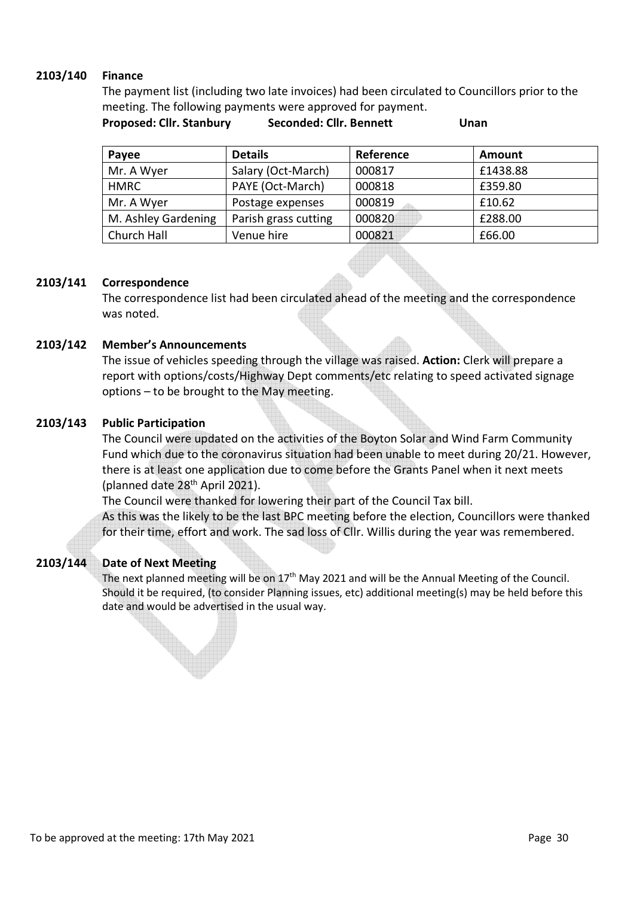## 2103/140 Finance

The payment list (including two late invoices) had been circulated to Councillors prior to the meeting. The following payments were approved for payment.

**Proposed: Cllr. Stanbury Seconded: Cllr. Bennett Unan**

| Payee | Details | Reference | Amount |
|---|---|---|---|
| Mr. A Wyer | Salary (Oct-March) | 000817 | £1438.88 |
| HMRC | PAYE (Oct-March) | 000818 | £359.80 |
| Mr. A Wyer | Postage expenses | 000819 | £10.62 |
| M. Ashley Gardening | Parish grass cutting | 000820 | £288.00 |
| Church Hall | Venue hire | 000821 | £66.00 |

## 2103/141 Correspondence

The correspondence list had been circulated ahead of the meeting and the correspondence was noted.

## 2103/142 Member's Announcements

The issue of vehicles speeding through the village was raised. **Action:** Clerk will prepare a report with options/costs/Highway Dept comments/etc relating to speed activated signage options – to be brought to the May meeting.

## 2103/143 Public Participation

The Council were updated on the activities of the Boyton Solar and Wind Farm Community Fund which due to the coronavirus situation had been unable to meet during 20/21. However, there is at least one application due to come before the Grants Panel when it next meets (planned date 28th April 2021).

The Council were thanked for lowering their part of the Council Tax bill.

As this was the likely to be the last BPC meeting before the election, Councillors were thanked for their time, effort and work. The sad loss of Cllr. Willis during the year was remembered.

## 2103/144 Date of Next Meeting

The next planned meeting will be on 17th May 2021 and will be the Annual Meeting of the Council. Should it be required, (to consider Planning issues, etc) additional meeting(s) may be held before this date and would be advertised in the usual way.

To be approved at the meeting: 17th May 2021